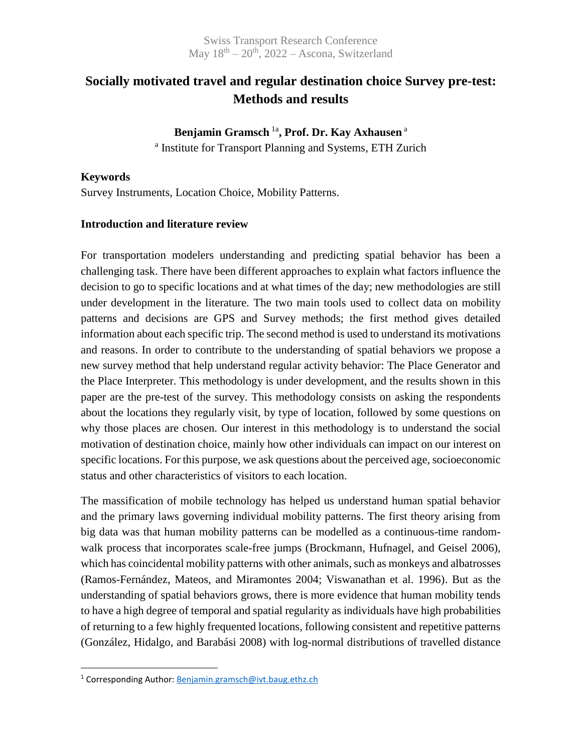Swiss Transport Research Conference
May 18th – 20th, 2022 – Ascona, Switzerland

# Socially motivated travel and regular destination choice Survey pre-test: Methods and results

**Benjamin Gramsch** [1a], **Prof. Dr. Kay Axhausen** [a]

[a] Institute for Transport Planning and Systems, ETH Zurich

**Keywords**

Survey Instruments, Location Choice, Mobility Patterns.

## Introduction and literature review

For transportation modelers understanding and predicting spatial behavior has been a challenging task. There have been different approaches to explain what factors influence the decision to go to specific locations and at what times of the day; new methodologies are still under development in the literature. The two main tools used to collect data on mobility patterns and decisions are GPS and Survey methods; the first method gives detailed information about each specific trip. The second method is used to understand its motivations and reasons. In order to contribute to the understanding of spatial behaviors we propose a new survey method that help understand regular activity behavior: The Place Generator and the Place Interpreter. This methodology is under development, and the results shown in this paper are the pre-test of the survey. This methodology consists on asking the respondents about the locations they regularly visit, by type of location, followed by some questions on why those places are chosen. Our interest in this methodology is to understand the social motivation of destination choice, mainly how other individuals can impact on our interest on specific locations. For this purpose, we ask questions about the perceived age, socioeconomic status and other characteristics of visitors to each location.

The massification of mobile technology has helped us understand human spatial behavior and the primary laws governing individual mobility patterns. The first theory arising from big data was that human mobility patterns can be modelled as a continuous-time random-walk process that incorporates scale-free jumps (Brockmann, Hufnagel, and Geisel 2006), which has coincidental mobility patterns with other animals, such as monkeys and albatrosses (Ramos-Fernández, Mateos, and Miramontes 2004; Viswanathan et al. 1996). But as the understanding of spatial behaviors grows, there is more evidence that human mobility tends to have a high degree of temporal and spatial regularity as individuals have high probabilities of returning to a few highly frequented locations, following consistent and repetitive patterns (González, Hidalgo, and Barabási 2008) with log-normal distributions of travelled distance

[1] Corresponding Author: Benjamin.gramsch@ivt.baug.ethz.ch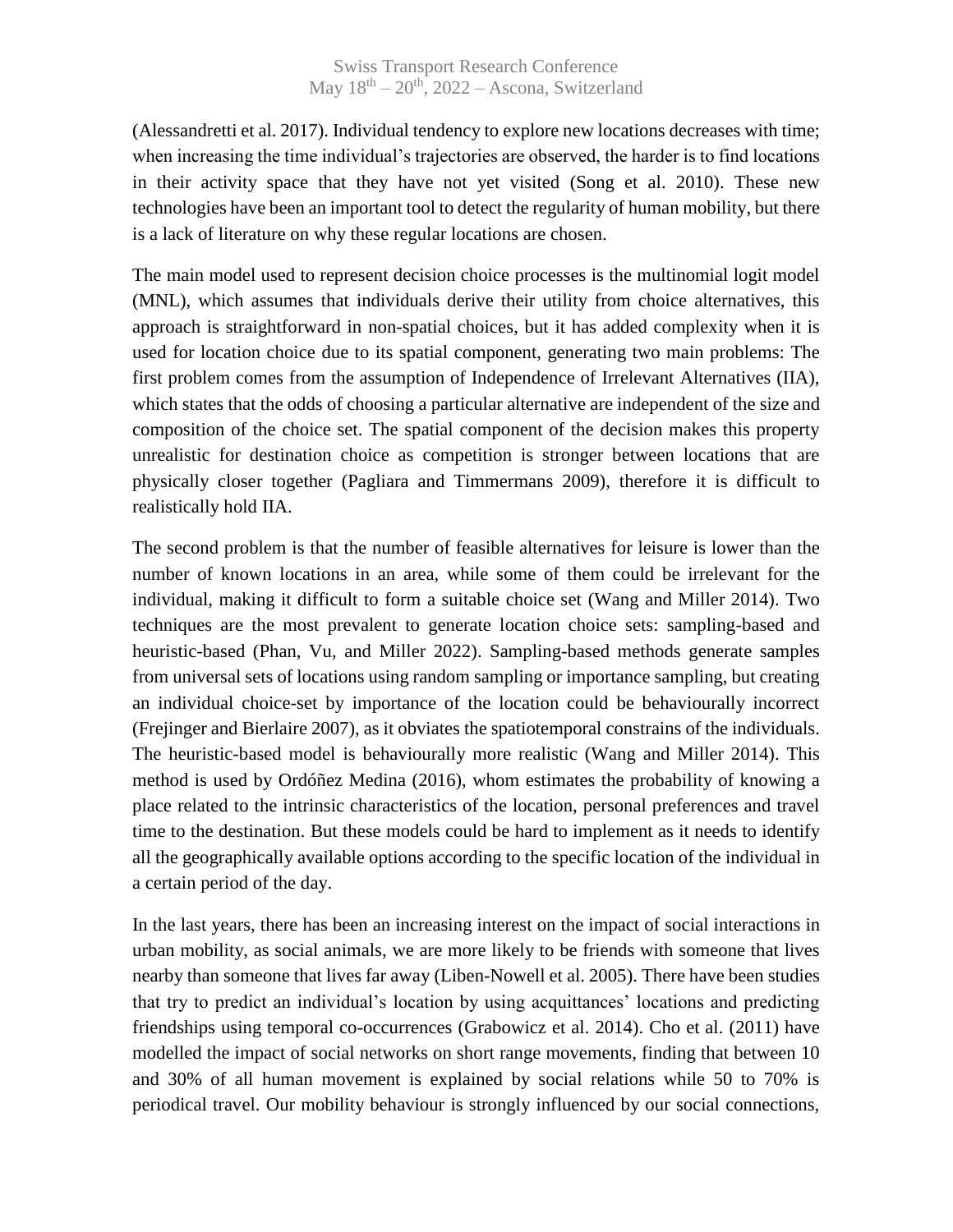(Alessandretti et al. 2017). Individual tendency to explore new locations decreases with time; when increasing the time individual's trajectories are observed, the harder is to find locations in their activity space that they have not yet visited (Song et al. 2010). These new technologies have been an important tool to detect the regularity of human mobility, but there is a lack of literature on why these regular locations are chosen.

The main model used to represent decision choice processes is the multinomial logit model (MNL), which assumes that individuals derive their utility from choice alternatives, this approach is straightforward in non-spatial choices, but it has added complexity when it is used for location choice due to its spatial component, generating two main problems: The first problem comes from the assumption of Independence of Irrelevant Alternatives (IIA), which states that the odds of choosing a particular alternative are independent of the size and composition of the choice set. The spatial component of the decision makes this property unrealistic for destination choice as competition is stronger between locations that are physically closer together (Pagliara and Timmermans 2009), therefore it is difficult to realistically hold IIA.

The second problem is that the number of feasible alternatives for leisure is lower than the number of known locations in an area, while some of them could be irrelevant for the individual, making it difficult to form a suitable choice set (Wang and Miller 2014). Two techniques are the most prevalent to generate location choice sets: sampling-based and heuristic-based (Phan, Vu, and Miller 2022). Sampling-based methods generate samples from universal sets of locations using random sampling or importance sampling, but creating an individual choice-set by importance of the location could be behaviourally incorrect (Frejinger and Bierlaire 2007), as it obviates the spatiotemporal constrains of the individuals. The heuristic-based model is behaviourally more realistic (Wang and Miller 2014). This method is used by Ordóñez Medina (2016), whom estimates the probability of knowing a place related to the intrinsic characteristics of the location, personal preferences and travel time to the destination. But these models could be hard to implement as it needs to identify all the geographically available options according to the specific location of the individual in a certain period of the day.

In the last years, there has been an increasing interest on the impact of social interactions in urban mobility, as social animals, we are more likely to be friends with someone that lives nearby than someone that lives far away (Liben-Nowell et al. 2005). There have been studies that try to predict an individual's location by using acquittances' locations and predicting friendships using temporal co-occurrences (Grabowicz et al. 2014). Cho et al. (2011) have modelled the impact of social networks on short range movements, finding that between 10 and 30% of all human movement is explained by social relations while 50 to 70% is periodical travel. Our mobility behaviour is strongly influenced by our social connections,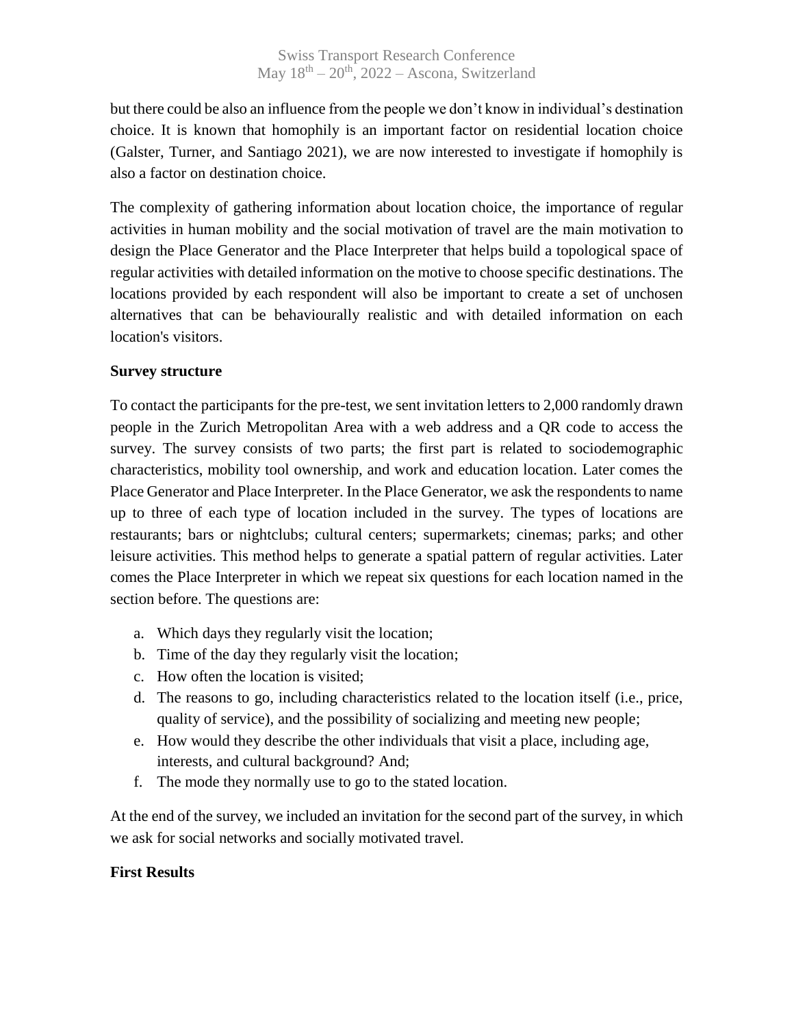but there could be also an influence from the people we don't know in individual's destination choice. It is known that homophily is an important factor on residential location choice (Galster, Turner, and Santiago 2021), we are now interested to investigate if homophily is also a factor on destination choice.

The complexity of gathering information about location choice, the importance of regular activities in human mobility and the social motivation of travel are the main motivation to design the Place Generator and the Place Interpreter that helps build a topological space of regular activities with detailed information on the motive to choose specific destinations. The locations provided by each respondent will also be important to create a set of unchosen alternatives that can be behaviourally realistic and with detailed information on each location's visitors.

**Survey structure**

To contact the participants for the pre-test, we sent invitation letters to 2,000 randomly drawn people in the Zurich Metropolitan Area with a web address and a QR code to access the survey. The survey consists of two parts; the first part is related to sociodemographic characteristics, mobility tool ownership, and work and education location. Later comes the Place Generator and Place Interpreter. In the Place Generator, we ask the respondents to name up to three of each type of location included in the survey. The types of locations are restaurants; bars or nightclubs; cultural centers; supermarkets; cinemas; parks; and other leisure activities. This method helps to generate a spatial pattern of regular activities. Later comes the Place Interpreter in which we repeat six questions for each location named in the section before. The questions are:

a. Which days they regularly visit the location;
b. Time of the day they regularly visit the location;
c. How often the location is visited;
d. The reasons to go, including characteristics related to the location itself (i.e., price, quality of service), and the possibility of socializing and meeting new people;
e. How would they describe the other individuals that visit a place, including age, interests, and cultural background? And;
f. The mode they normally use to go to the stated location.

At the end of the survey, we included an invitation for the second part of the survey, in which we ask for social networks and socially motivated travel.

**First Results**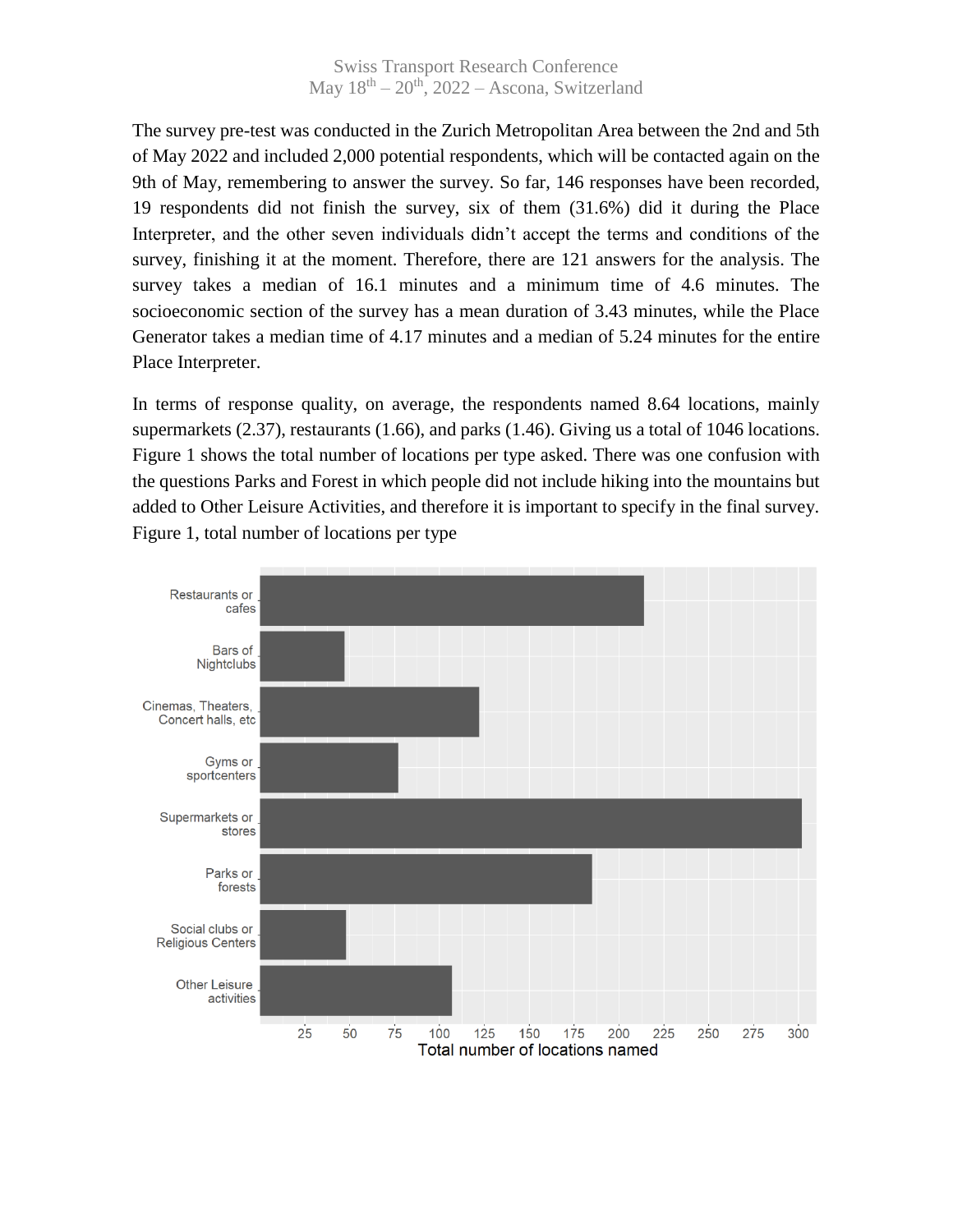The survey pre-test was conducted in the Zurich Metropolitan Area between the 2nd and 5th of May 2022 and included 2,000 potential respondents, which will be contacted again on the 9th of May, remembering to answer the survey. So far, 146 responses have been recorded, 19 respondents did not finish the survey, six of them (31.6%) did it during the Place Interpreter, and the other seven individuals didn't accept the terms and conditions of the survey, finishing it at the moment. Therefore, there are 121 answers for the analysis. The survey takes a median of 16.1 minutes and a minimum time of 4.6 minutes. The socioeconomic section of the survey has a mean duration of 3.43 minutes, while the Place Generator takes a median time of 4.17 minutes and a median of 5.24 minutes for the entire Place Interpreter.

In terms of response quality, on average, the respondents named 8.64 locations, mainly supermarkets (2.37), restaurants (1.66), and parks (1.46). Giving us a total of 1046 locations. Figure 1 shows the total number of locations per type asked. There was one confusion with the questions Parks and Forest in which people did not include hiking into the mountains but added to Other Leisure Activities, and therefore it is important to specify in the final survey.

Figure 1, total number of locations per type

Restaurants or cafes
Bars of Nightclubs
Cinemas, Theaters, Concert halls, etc
Gyms or sportcenters
Supermarkets or stores
Parks or forests
Social clubs or Religious Centers
Other Leisure activities

25 50 75 100 125 150 175 200 225 250 275 300

Total number of locations named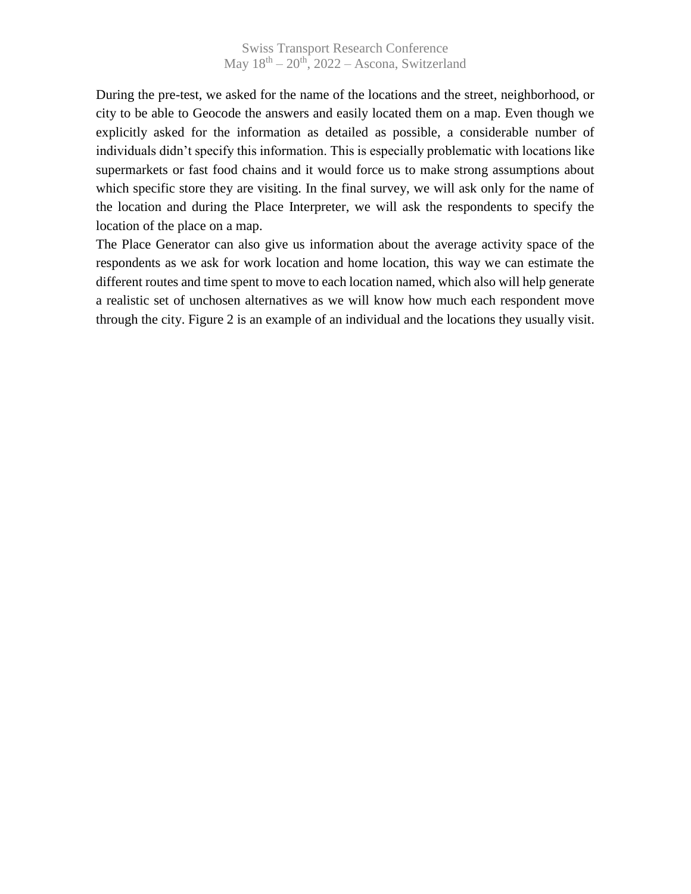During the pre-test, we asked for the name of the locations and the street, neighborhood, or city to be able to Geocode the answers and easily located them on a map. Even though we explicitly asked for the information as detailed as possible, a considerable number of individuals didn't specify this information. This is especially problematic with locations like supermarkets or fast food chains and it would force us to make strong assumptions about which specific store they are visiting. In the final survey, we will ask only for the name of the location and during the Place Interpreter, we will ask the respondents to specify the location of the place on a map.

The Place Generator can also give us information about the average activity space of the respondents as we ask for work location and home location, this way we can estimate the different routes and time spent to move to each location named, which also will help generate a realistic set of unchosen alternatives as we will know how much each respondent move through the city. Figure 2 is an example of an individual and the locations they usually visit.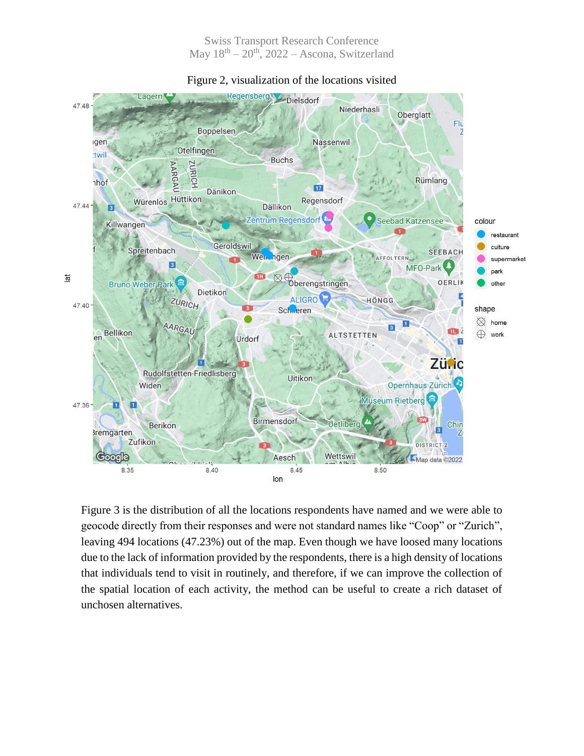Figure 2, visualization of the locations visited

47.48
47.44
47.40
47.36
lat
8.35
8.40
8.45
8.50
lon

colour
restaurant
culture
supermarket
park
other

shape
home
work

Figure 3 is the distribution of all the locations respondents have named and we were able to geocode directly from their responses and were not standard names like "Coop" or "Zurich", leaving 494 locations (47.23%) out of the map. Even though we have loosed many locations due to the lack of information provided by the respondents, there is a high density of locations that individuals tend to visit in routinely, and therefore, if we can improve the collection of the spatial location of each activity, the method can be useful to create a rich dataset of unchosen alternatives.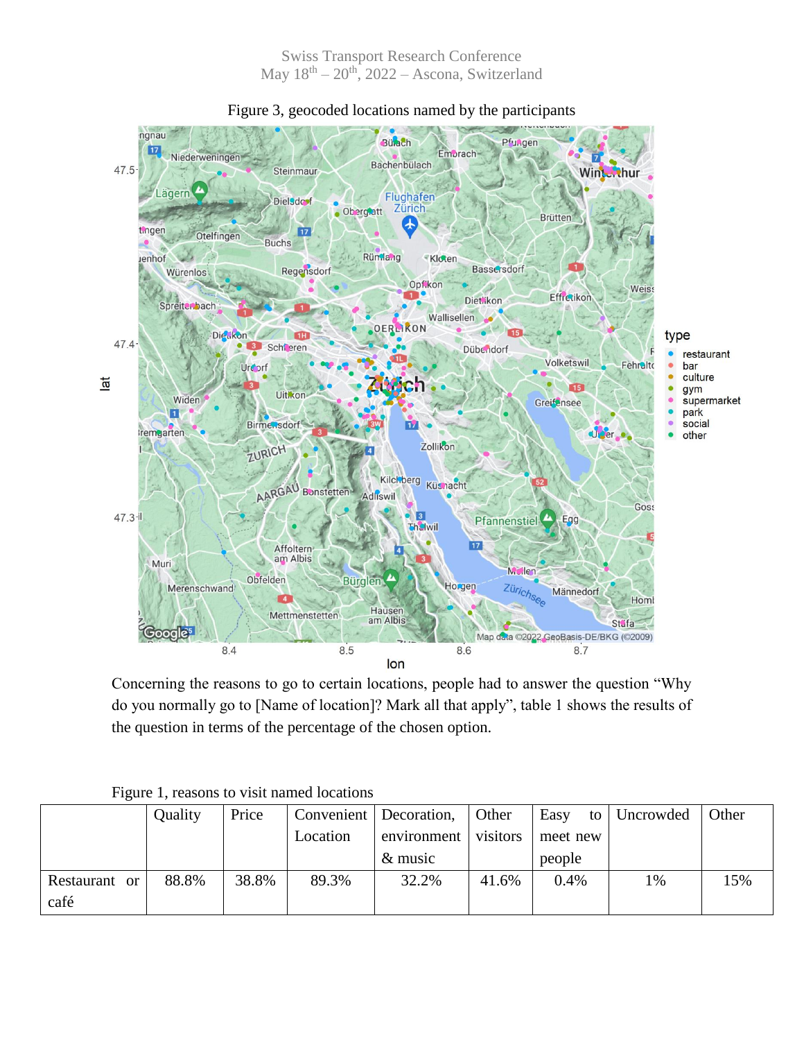Figure 3, geocoded locations named by the participants

lat

47.5

47.4

47.3

lon

8.4

8.5

8.6

8.7

type

restaurant

bar

culture

gym

supermarket

park

social

other

Concerning the reasons to go to certain locations, people had to answer the question "Why do you normally go to [Name of location]? Mark all that apply", table 1 shows the results of the question in terms of the percentage of the chosen option.

Figure 1, reasons to visit named locations

| | Quality | Price | Convenient Location | Decoration, environment & music | Other visitors | Easy to meet new people | Uncrowded | Other |
|---|---|---|---|---|---|---|---|---|
| Restaurant or café | 88.8% | 38.8% | 89.3% | 32.2% | 41.6% | 0.4% | 1% | 15% |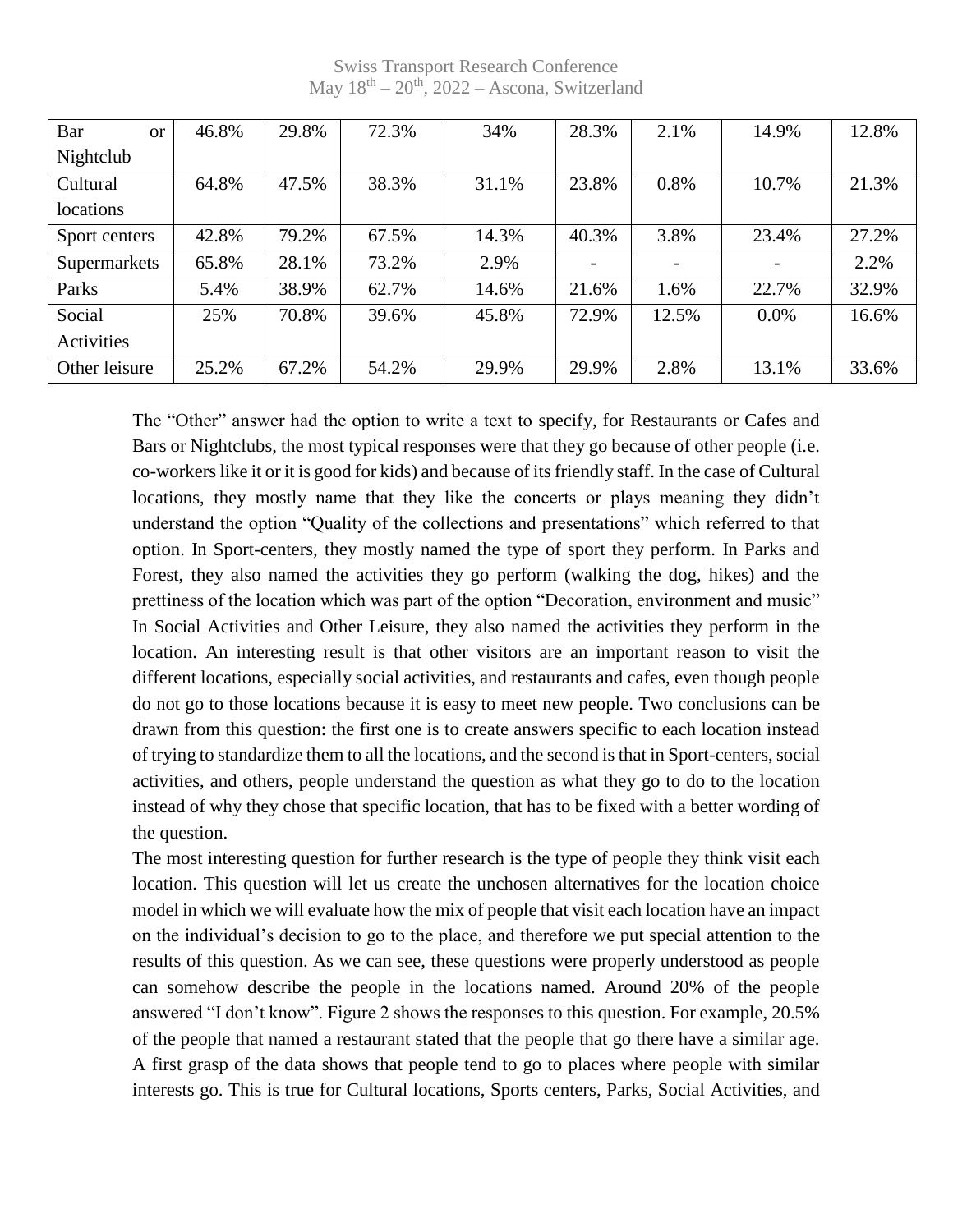| | | | | | | | | |
|---|---|---|---|---|---|---|---|---|
| Bar or Nightclub | 46.8% | 29.8% | 72.3% | 34% | 28.3% | 2.1% | 14.9% | 12.8% |
| Cultural locations | 64.8% | 47.5% | 38.3% | 31.1% | 23.8% | 0.8% | 10.7% | 21.3% |
| Sport centers | 42.8% | 79.2% | 67.5% | 14.3% | 40.3% | 3.8% | 23.4% | 27.2% |
| Supermarkets | 65.8% | 28.1% | 73.2% | 2.9% | - | - | - | 2.2% |
| Parks | 5.4% | 38.9% | 62.7% | 14.6% | 21.6% | 1.6% | 22.7% | 32.9% |
| Social Activities | 25% | 70.8% | 39.6% | 45.8% | 72.9% | 12.5% | 0.0% | 16.6% |
| Other leisure | 25.2% | 67.2% | 54.2% | 29.9% | 29.9% | 2.8% | 13.1% | 33.6% |

The "Other" answer had the option to write a text to specify, for Restaurants or Cafes and Bars or Nightclubs, the most typical responses were that they go because of other people (i.e. co-workers like it or it is good for kids) and because of its friendly staff. In the case of Cultural locations, they mostly name that they like the concerts or plays meaning they didn't understand the option "Quality of the collections and presentations" which referred to that option. In Sport-centers, they mostly named the type of sport they perform. In Parks and Forest, they also named the activities they go perform (walking the dog, hikes) and the prettiness of the location which was part of the option "Decoration, environment and music" In Social Activities and Other Leisure, they also named the activities they perform in the location. An interesting result is that other visitors are an important reason to visit the different locations, especially social activities, and restaurants and cafes, even though people do not go to those locations because it is easy to meet new people. Two conclusions can be drawn from this question: the first one is to create answers specific to each location instead of trying to standardize them to all the locations, and the second is that in Sport-centers, social activities, and others, people understand the question as what they go to do to the location instead of why they chose that specific location, that has to be fixed with a better wording of the question.

The most interesting question for further research is the type of people they think visit each location. This question will let us create the unchosen alternatives for the location choice model in which we will evaluate how the mix of people that visit each location have an impact on the individual's decision to go to the place, and therefore we put special attention to the results of this question. As we can see, these questions were properly understood as people can somehow describe the people in the locations named. Around 20% of the people answered "I don't know". Figure 2 shows the responses to this question. For example, 20.5% of the people that named a restaurant stated that the people that go there have a similar age. A first grasp of the data shows that people tend to go to places where people with similar interests go. This is true for Cultural locations, Sports centers, Parks, Social Activities, and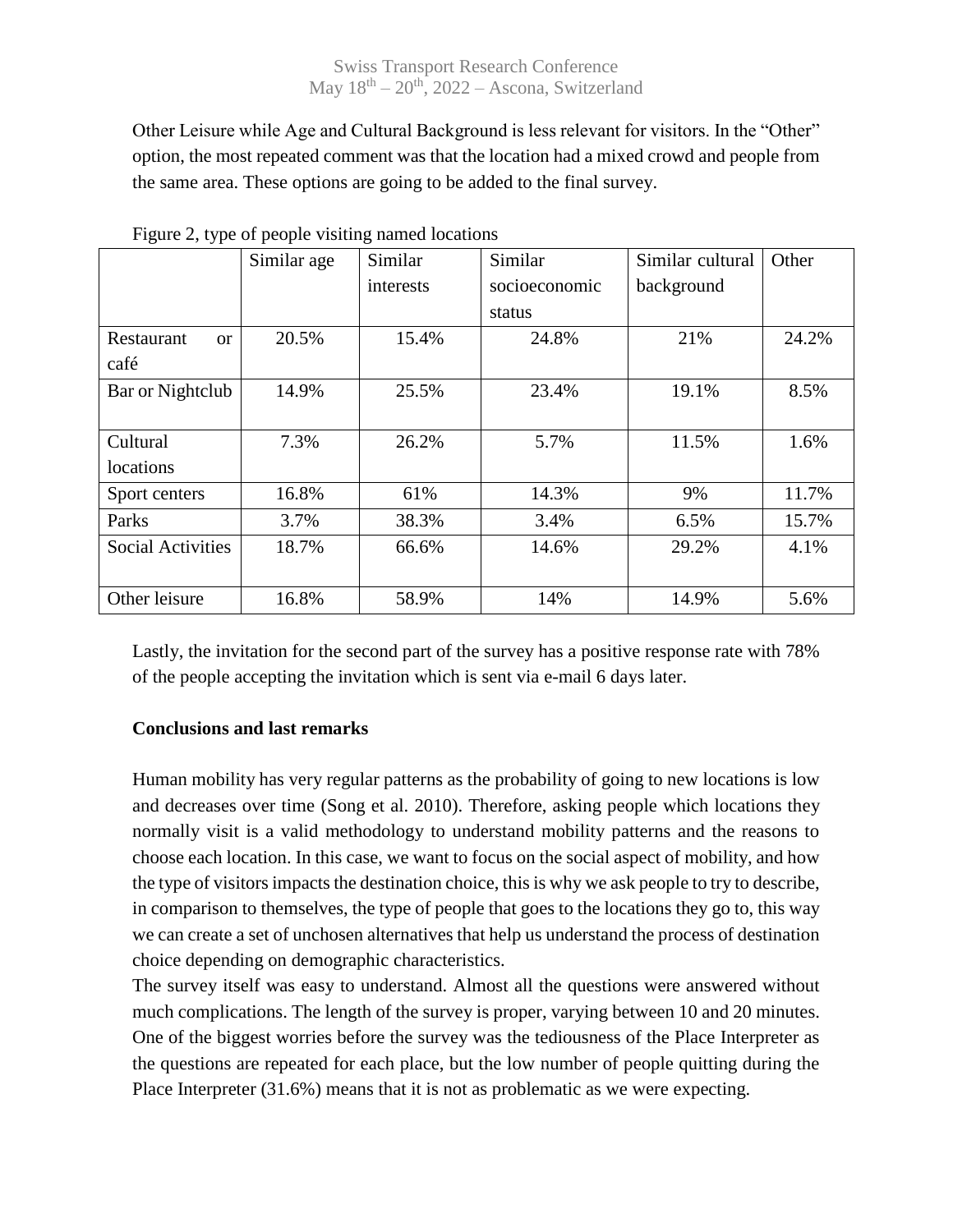Other Leisure while Age and Cultural Background is less relevant for visitors. In the "Other" option, the most repeated comment was that the location had a mixed crowd and people from the same area. These options are going to be added to the final survey.

Figure 2, type of people visiting named locations

| | Similar age | Similar interests | Similar socioeconomic status | Similar cultural background | Other |
|---|---|---|---|---|---|
| Restaurant or café | 20.5% | 15.4% | 24.8% | 21% | 24.2% |
| Bar or Nightclub | 14.9% | 25.5% | 23.4% | 19.1% | 8.5% |
| Cultural locations | 7.3% | 26.2% | 5.7% | 11.5% | 1.6% |
| Sport centers | 16.8% | 61% | 14.3% | 9% | 11.7% |
| Parks | 3.7% | 38.3% | 3.4% | 6.5% | 15.7% |
| Social Activities | 18.7% | 66.6% | 14.6% | 29.2% | 4.1% |
| Other leisure | 16.8% | 58.9% | 14% | 14.9% | 5.6% |

Lastly, the invitation for the second part of the survey has a positive response rate with 78% of the people accepting the invitation which is sent via e-mail 6 days later.

**Conclusions and last remarks**

Human mobility has very regular patterns as the probability of going to new locations is low and decreases over time (Song et al. 2010). Therefore, asking people which locations they normally visit is a valid methodology to understand mobility patterns and the reasons to choose each location. In this case, we want to focus on the social aspect of mobility, and how the type of visitors impacts the destination choice, this is why we ask people to try to describe, in comparison to themselves, the type of people that goes to the locations they go to, this way we can create a set of unchosen alternatives that help us understand the process of destination choice depending on demographic characteristics.

The survey itself was easy to understand. Almost all the questions were answered without much complications. The length of the survey is proper, varying between 10 and 20 minutes. One of the biggest worries before the survey was the tediousness of the Place Interpreter as the questions are repeated for each place, but the low number of people quitting during the Place Interpreter (31.6%) means that it is not as problematic as we were expecting.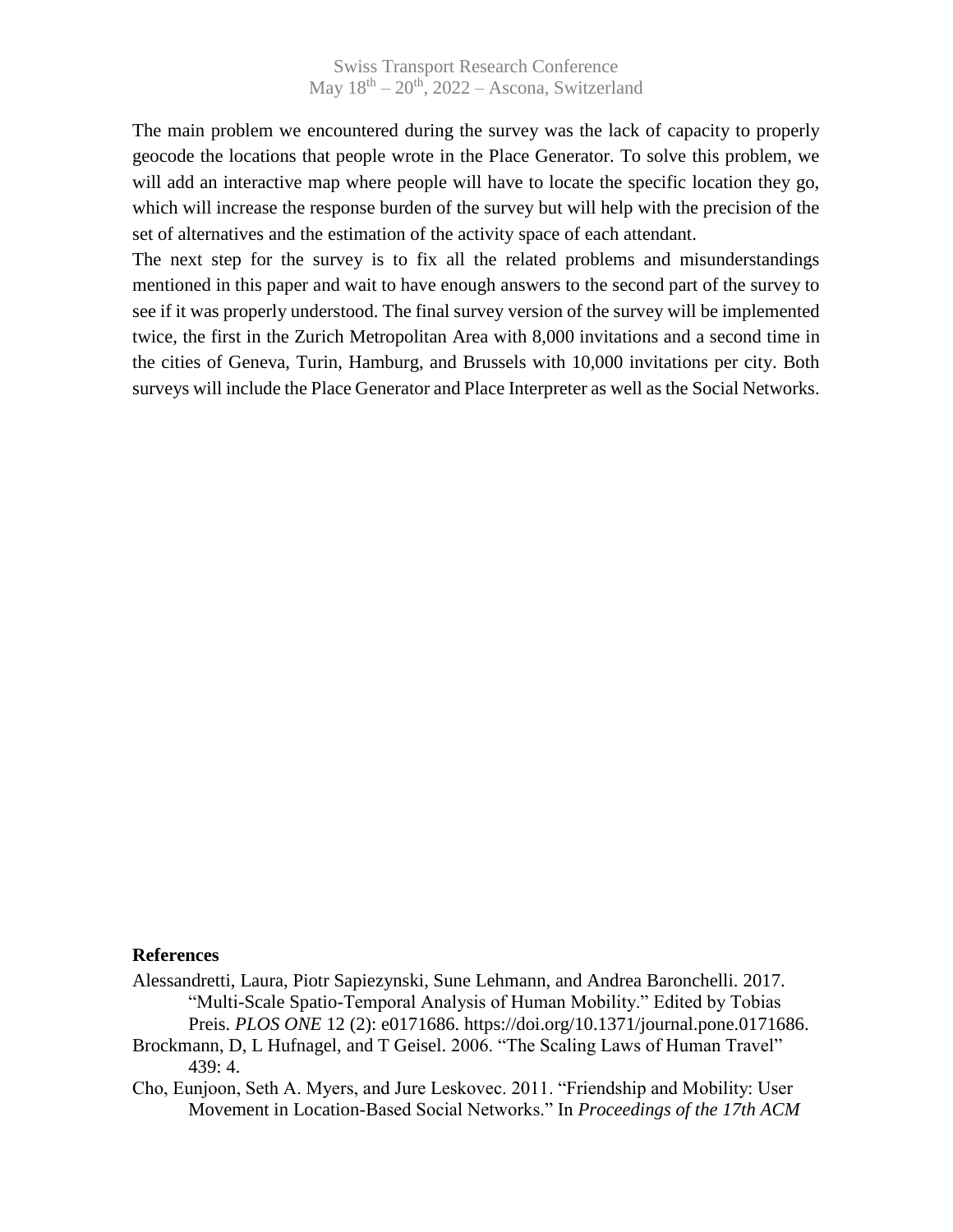The main problem we encountered during the survey was the lack of capacity to properly geocode the locations that people wrote in the Place Generator. To solve this problem, we will add an interactive map where people will have to locate the specific location they go, which will increase the response burden of the survey but will help with the precision of the set of alternatives and the estimation of the activity space of each attendant.

The next step for the survey is to fix all the related problems and misunderstandings mentioned in this paper and wait to have enough answers to the second part of the survey to see if it was properly understood. The final survey version of the survey will be implemented twice, the first in the Zurich Metropolitan Area with 8,000 invitations and a second time in the cities of Geneva, Turin, Hamburg, and Brussels with 10,000 invitations per city. Both surveys will include the Place Generator and Place Interpreter as well as the Social Networks.

**References**

Alessandretti, Laura, Piotr Sapiezynski, Sune Lehmann, and Andrea Baronchelli. 2017. "Multi-Scale Spatio-Temporal Analysis of Human Mobility." Edited by Tobias Preis. *PLOS ONE* 12 (2): e0171686. https://doi.org/10.1371/journal.pone.0171686.

Brockmann, D, L Hufnagel, and T Geisel. 2006. "The Scaling Laws of Human Travel" 439: 4.

Cho, Eunjoon, Seth A. Myers, and Jure Leskovec. 2011. "Friendship and Mobility: User Movement in Location-Based Social Networks." In *Proceedings of the 17th ACM*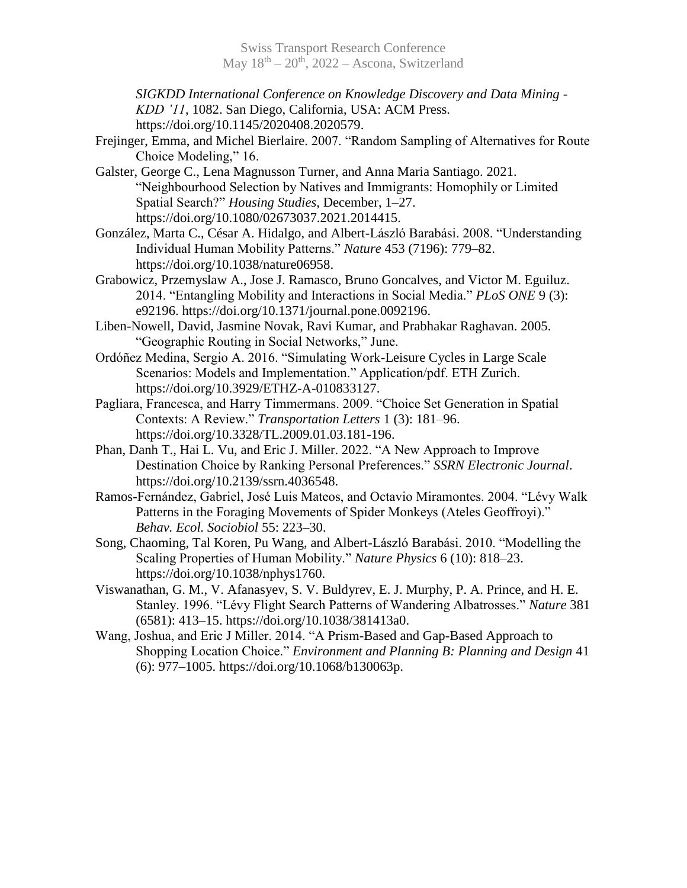*SIGKDD International Conference on Knowledge Discovery and Data Mining - KDD '11*, 1082. San Diego, California, USA: ACM Press. https://doi.org/10.1145/2020408.2020579.

Frejinger, Emma, and Michel Bierlaire. 2007. "Random Sampling of Alternatives for Route Choice Modeling," 16.

Galster, George C., Lena Magnusson Turner, and Anna Maria Santiago. 2021. "Neighbourhood Selection by Natives and Immigrants: Homophily or Limited Spatial Search?" *Housing Studies*, December, 1–27. https://doi.org/10.1080/02673037.2021.2014415.

González, Marta C., César A. Hidalgo, and Albert-László Barabási. 2008. "Understanding Individual Human Mobility Patterns." *Nature* 453 (7196): 779–82. https://doi.org/10.1038/nature06958.

Grabowicz, Przemyslaw A., Jose J. Ramasco, Bruno Goncalves, and Victor M. Eguiluz. 2014. "Entangling Mobility and Interactions in Social Media." *PLoS ONE* 9 (3): e92196. https://doi.org/10.1371/journal.pone.0092196.

Liben-Nowell, David, Jasmine Novak, Ravi Kumar, and Prabhakar Raghavan. 2005. "Geographic Routing in Social Networks," June.

Ordóñez Medina, Sergio A. 2016. "Simulating Work-Leisure Cycles in Large Scale Scenarios: Models and Implementation." Application/pdf. ETH Zurich. https://doi.org/10.3929/ETHZ-A-010833127.

Pagliara, Francesca, and Harry Timmermans. 2009. "Choice Set Generation in Spatial Contexts: A Review." *Transportation Letters* 1 (3): 181–96. https://doi.org/10.3328/TL.2009.01.03.181-196.

Phan, Danh T., Hai L. Vu, and Eric J. Miller. 2022. "A New Approach to Improve Destination Choice by Ranking Personal Preferences." *SSRN Electronic Journal*. https://doi.org/10.2139/ssrn.4036548.

Ramos-Fernández, Gabriel, José Luis Mateos, and Octavio Miramontes. 2004. "Lévy Walk Patterns in the Foraging Movements of Spider Monkeys (Ateles Geoffroyi)." *Behav. Ecol. Sociobiol* 55: 223–30.

Song, Chaoming, Tal Koren, Pu Wang, and Albert-László Barabási. 2010. "Modelling the Scaling Properties of Human Mobility." *Nature Physics* 6 (10): 818–23. https://doi.org/10.1038/nphys1760.

Viswanathan, G. M., V. Afanasyev, S. V. Buldyrev, E. J. Murphy, P. A. Prince, and H. E. Stanley. 1996. "Lévy Flight Search Patterns of Wandering Albatrosses." *Nature* 381 (6581): 413–15. https://doi.org/10.1038/381413a0.

Wang, Joshua, and Eric J Miller. 2014. "A Prism-Based and Gap-Based Approach to Shopping Location Choice." *Environment and Planning B: Planning and Design* 41 (6): 977–1005. https://doi.org/10.1068/b130063p.